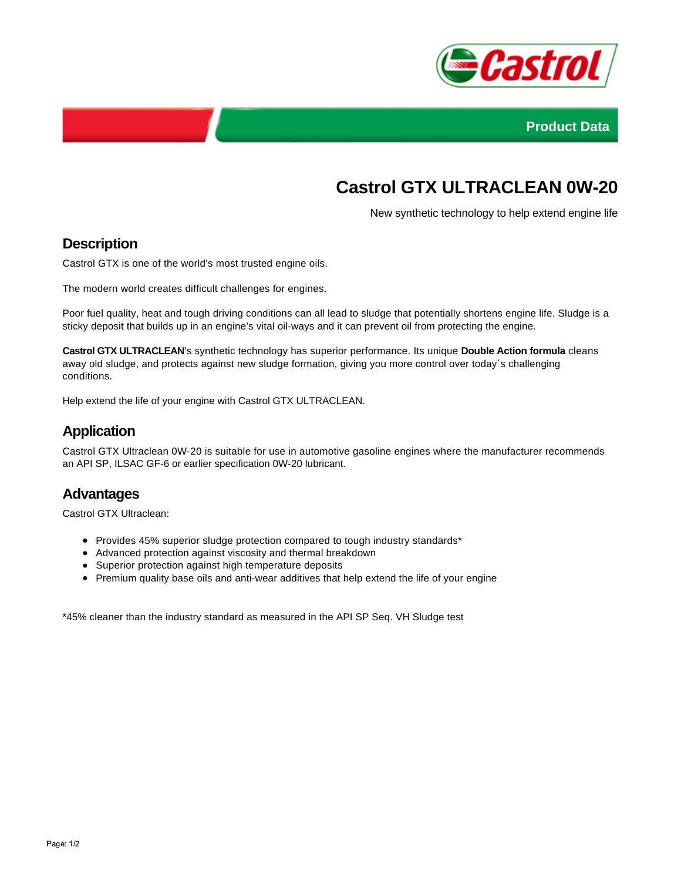Product Data

# Castrol GTX ULTRACLEAN 0W-20

New synthetic technology to help extend engine life

## Description

Castrol GTX is one of the world's most trusted engine oils.

The modern world creates difficult challenges for engines.

Poor fuel quality, heat and tough driving conditions can all lead to sludge that potentially shortens engine life. Sludge is a sticky deposit that builds up in an engine's vital oil-ways and it can prevent oil from protecting the engine.

**Castrol GTX ULTRACLEAN**'s synthetic technology has superior performance. Its unique **Double Action formula** cleans away old sludge, and protects against new sludge formation, giving you more control over today´s challenging conditions.

Help extend the life of your engine with Castrol GTX ULTRACLEAN.

## Application

Castrol GTX Ultraclean 0W-20 is suitable for use in automotive gasoline engines where the manufacturer recommends an API SP, ILSAC GF-6 or earlier specification 0W-20 lubricant.

## Advantages

Castrol GTX Ultraclean:

- Provides 45% superior sludge protection compared to tough industry standards*
- Advanced protection against viscosity and thermal breakdown
- Superior protection against high temperature deposits
- Premium quality base oils and anti-wear additives that help extend the life of your engine

*45% cleaner than the industry standard as measured in the API SP Seq. VH Sludge test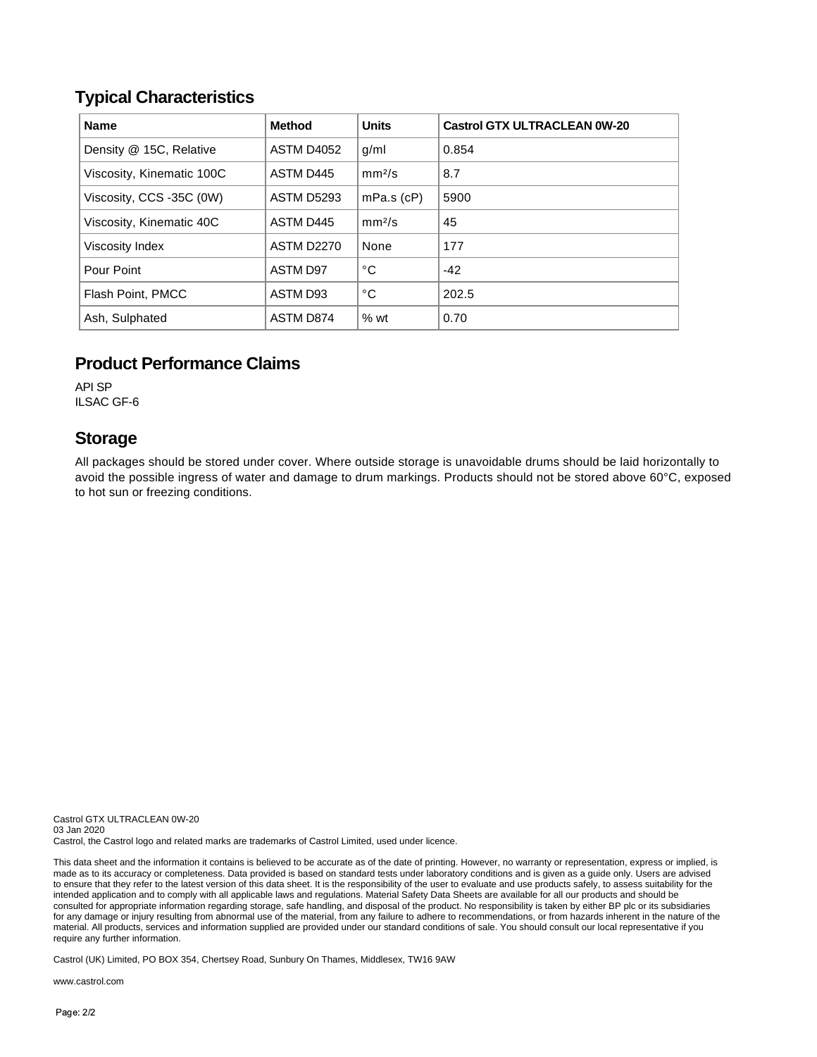## Typical Characteristics

| Name | Method | Units | Castrol GTX ULTRACLEAN 0W-20 |
|---|---|---|---|
| Density @ 15C, Relative | ASTM D4052 | g/ml | 0.854 |
| Viscosity, Kinematic 100C | ASTM D445 | $mm^2/s$ | 8.7 |
| Viscosity, CCS -35C (0W) | ASTM D5293 | mPa.s (cP) | 5900 |
| Viscosity, Kinematic 40C | ASTM D445 | $mm^2/s$ | 45 |
| Viscosity Index | ASTM D2270 | None | 177 |
| Pour Point | ASTM D97 | °C | -42 |
| Flash Point, PMCC | ASTM D93 | °C | 202.5 |
| Ash, Sulphated | ASTM D874 | % wt | 0.70 |

## Product Performance Claims

API SP
ILSAC GF-6

## Storage

All packages should be stored under cover. Where outside storage is unavoidable drums should be laid horizontally to avoid the possible ingress of water and damage to drum markings. Products should not be stored above 60°C, exposed to hot sun or freezing conditions.

Castrol GTX ULTRACLEAN 0W-20
03 Jan 2020
Castrol, the Castrol logo and related marks are trademarks of Castrol Limited, used under licence.

This data sheet and the information it contains is believed to be accurate as of the date of printing. However, no warranty or representation, express or implied, is made as to its accuracy or completeness. Data provided is based on standard tests under laboratory conditions and is given as a guide only. Users are advised to ensure that they refer to the latest version of this data sheet. It is the responsibility of the user to evaluate and use products safely, to assess suitability for the intended application and to comply with all applicable laws and regulations. Material Safety Data Sheets are available for all our products and should be consulted for appropriate information regarding storage, safe handling, and disposal of the product. No responsibility is taken by either BP plc or its subsidiaries for any damage or injury resulting from abnormal use of the material, from any failure to adhere to recommendations, or from hazards inherent in the nature of the material. All products, services and information supplied are provided under our standard conditions of sale. You should consult our local representative if you require any further information.

Castrol (UK) Limited, PO BOX 354, Chertsey Road, Sunbury On Thames, Middlesex, TW16 9AW

www.castrol.com